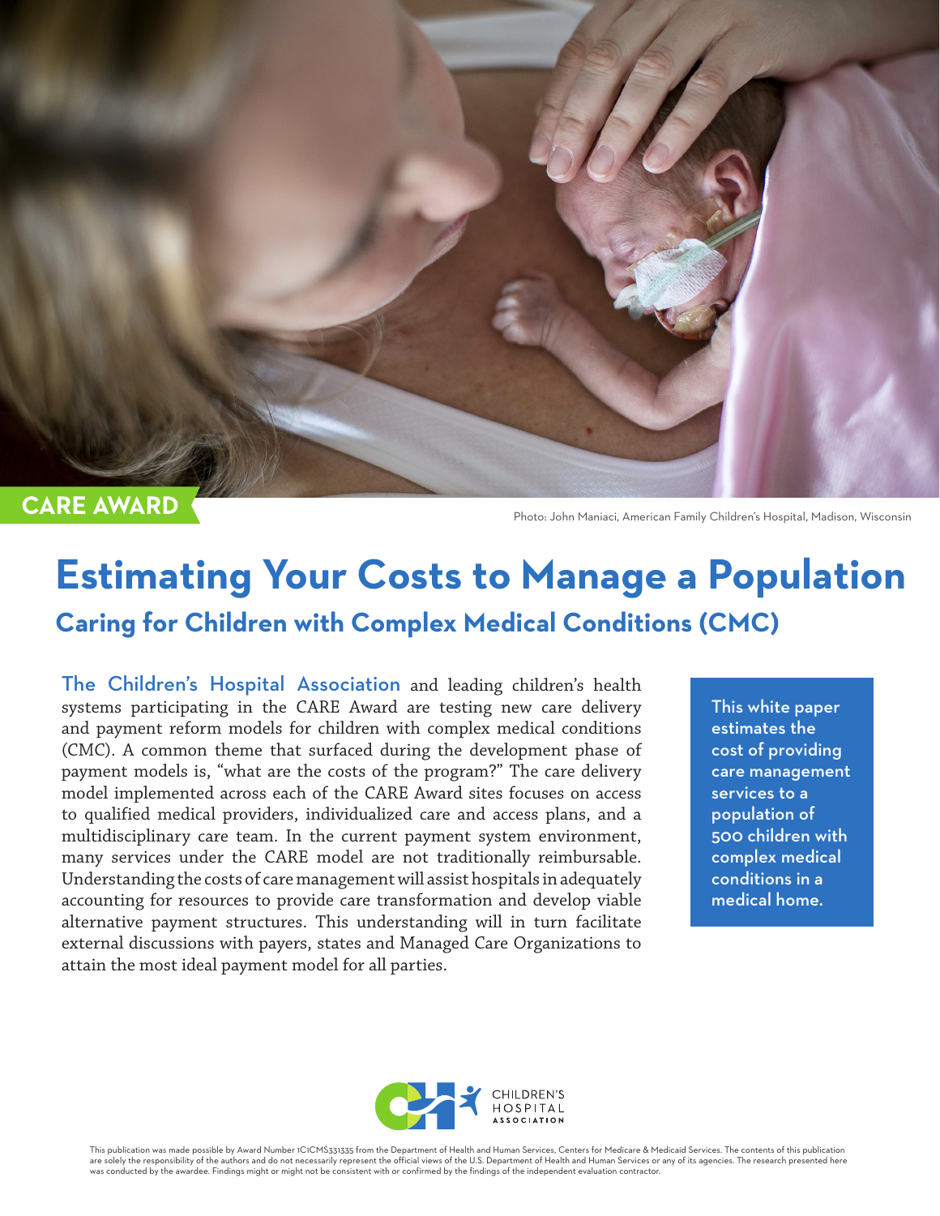CARE AWARD

Photo: John Maniaci, American Family Children's Hospital, Madison, Wisconsin

# Estimating Your Costs to Manage a Population

## Caring for Children with Complex Medical Conditions (CMC)

The Children's Hospital Association and leading children's health systems participating in the CARE Award are testing new care delivery and payment reform models for children with complex medical conditions (CMC). A common theme that surfaced during the development phase of payment models is, "what are the costs of the program?" The care delivery model implemented across each of the CARE Award sites focuses on access to qualified medical providers, individualized care and access plans, and a multidisciplinary care team. In the current payment system environment, many services under the CARE model are not traditionally reimbursable. Understanding the costs of care management will assist hospitals in adequately accounting for resources to provide care transformation and develop viable alternative payment structures. This understanding will in turn facilitate external discussions with payers, states and Managed Care Organizations to attain the most ideal payment model for all parties.

**This white paper estimates the cost of providing care management services to a population of 500 children with complex medical conditions in a medical home.**

CHILDREN'S HOSPITAL ASSOCIATION

This publication was made possible by Award Number 1C1CMS331335 from the Department of Health and Human Services, Centers for Medicare & Medicaid Services. The contents of this publication are solely the responsibility of the authors and do not necessarily represent the official views of the U.S. Department of Health and Human Services or any of its agencies. The research presented here was conducted by the awardee. Findings might or might not be consistent with or confirmed by the findings of the independent evaluation contractor.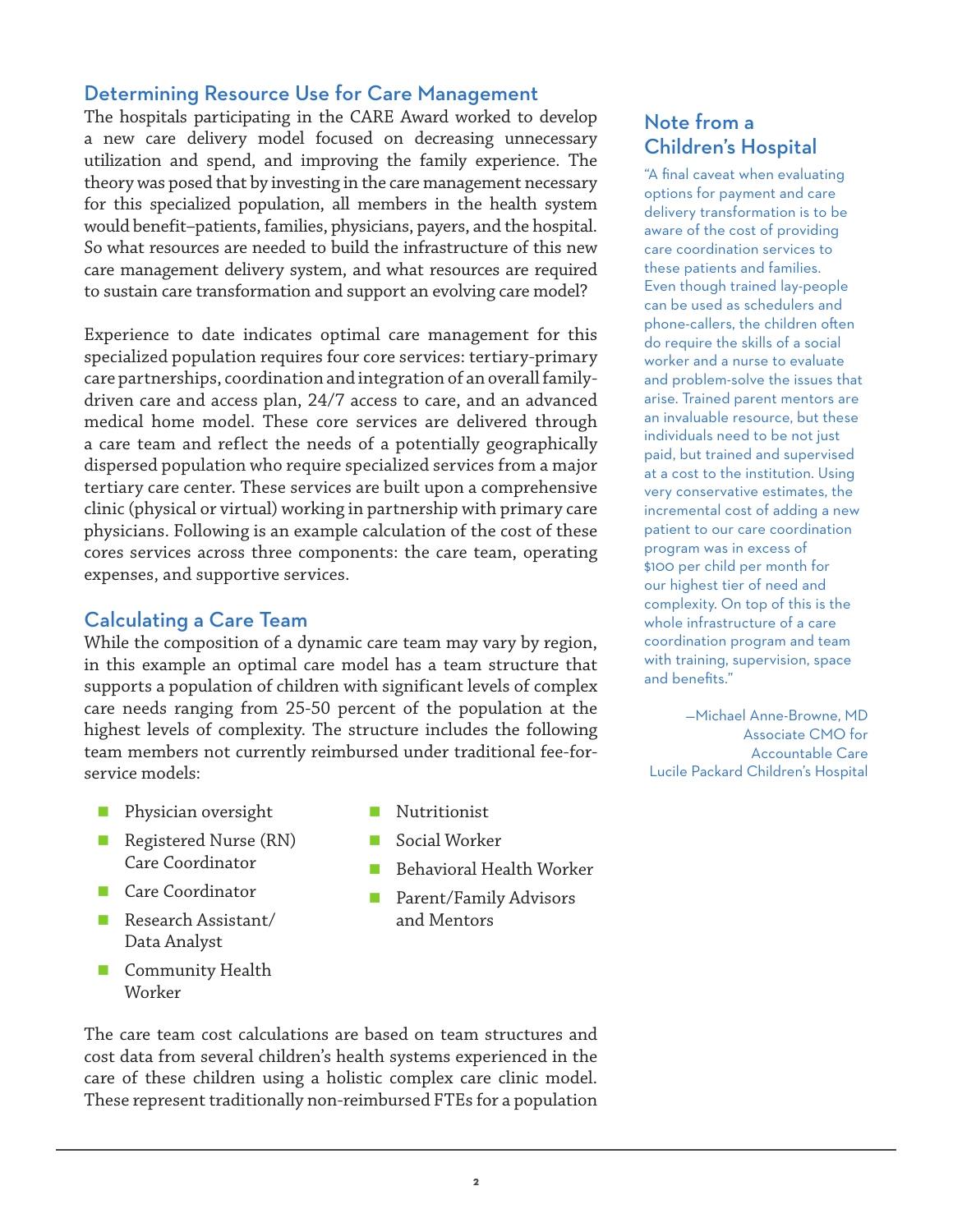## Determining Resource Use for Care Management

The hospitals participating in the CARE Award worked to develop a new care delivery model focused on decreasing unnecessary utilization and spend, and improving the family experience. The theory was posed that by investing in the care management necessary for this specialized population, all members in the health system would benefit–patients, families, physicians, payers, and the hospital. So what resources are needed to build the infrastructure of this new care management delivery system, and what resources are required to sustain care transformation and support an evolving care model?

Experience to date indicates optimal care management for this specialized population requires four core services: tertiary-primary care partnerships, coordination and integration of an overall family-driven care and access plan, 24/7 access to care, and an advanced medical home model. These core services are delivered through a care team and reflect the needs of a potentially geographically dispersed population who require specialized services from a major tertiary care center. These services are built upon a comprehensive clinic (physical or virtual) working in partnership with primary care physicians. Following is an example calculation of the cost of these cores services across three components: the care team, operating expenses, and supportive services.

## Calculating a Care Team

While the composition of a dynamic care team may vary by region, in this example an optimal care model has a team structure that supports a population of children with significant levels of complex care needs ranging from 25-50 percent of the population at the highest levels of complexity. The structure includes the following team members not currently reimbursed under traditional fee-for-service models:

- Physician oversight
- Registered Nurse (RN) Care Coordinator
- Care Coordinator
- Research Assistant/ Data Analyst
- Community Health Worker
- Nutritionist
- Social Worker
- Behavioral Health Worker
- Parent/Family Advisors and Mentors

The care team cost calculations are based on team structures and cost data from several children's health systems experienced in the care of these children using a holistic complex care clinic model. These represent traditionally non-reimbursed FTEs for a population

### Note from a Children's Hospital

"A final caveat when evaluating options for payment and care delivery transformation is to be aware of the cost of providing care coordination services to these patients and families. Even though trained lay-people can be used as schedulers and phone-callers, the children often do require the skills of a social worker and a nurse to evaluate and problem-solve the issues that arise. Trained parent mentors are an invaluable resource, but these individuals need to be not just paid, but trained and supervised at a cost to the institution. Using very conservative estimates, the incremental cost of adding a new patient to our care coordination program was in excess of $100 per child per month for our highest tier of need and complexity. On top of this is the whole infrastructure of a care coordination program and team with training, supervision, space and benefits."

—Michael Anne-Browne, MD
Associate CMO for Accountable Care
Lucile Packard Children's Hospital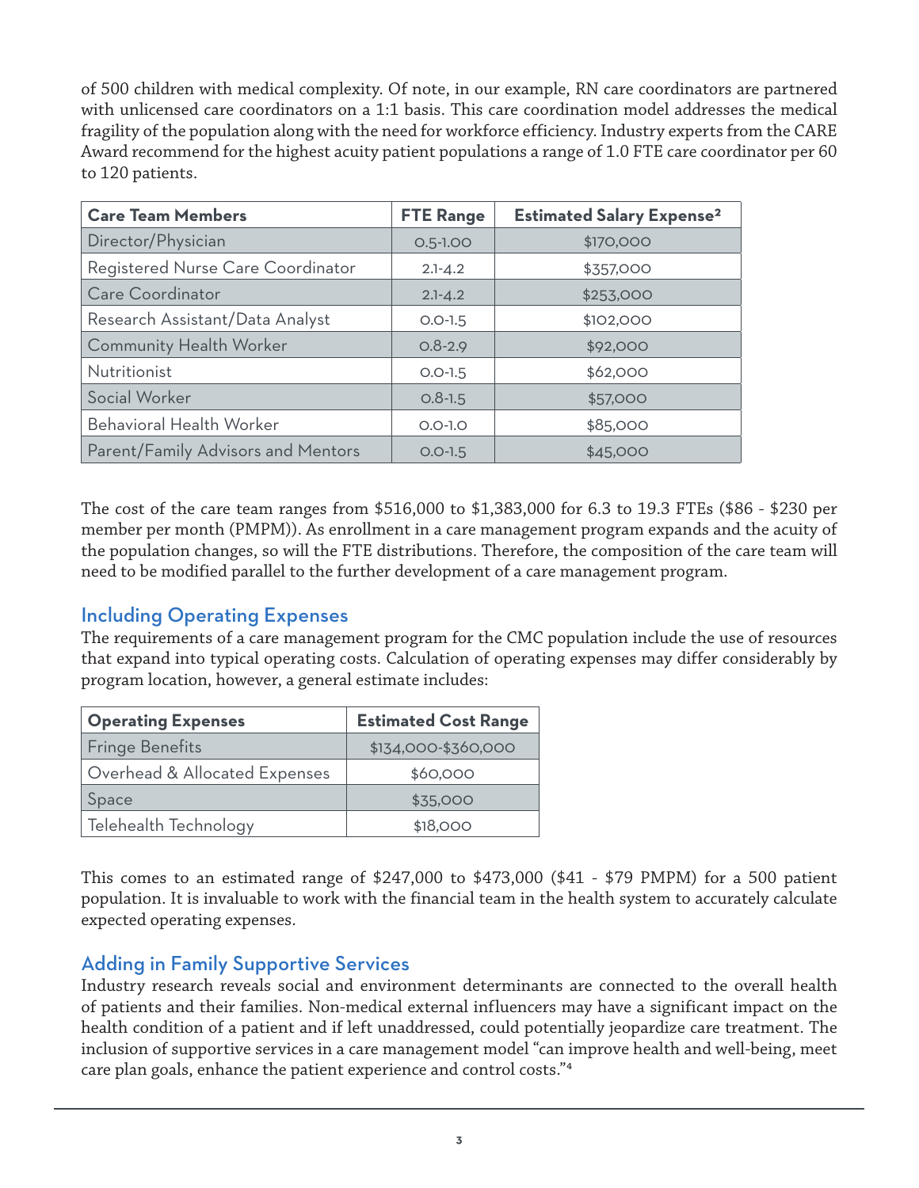of 500 children with medical complexity. Of note, in our example, RN care coordinators are partnered with unlicensed care coordinators on a 1:1 basis. This care coordination model addresses the medical fragility of the population along with the need for workforce efficiency. Industry experts from the CARE Award recommend for the highest acuity patient populations a range of 1.0 FTE care coordinator per 60 to 120 patients.

| Care Team Members | FTE Range | Estimated Salary Expense[2] |
|---|---|---|
| Director/Physician | 0.5-1.00 | $170,000 |
| Registered Nurse Care Coordinator | 2.1-4.2 | $357,000 |
| Care Coordinator | 2.1-4.2 | $253,000 |
| Research Assistant/Data Analyst | 0.0-1.5 | $102,000 |
| Community Health Worker | 0.8-2.9 | $92,000 |
| Nutritionist | 0.0-1.5 | $62,000 |
| Social Worker | 0.8-1.5 | $57,000 |
| Behavioral Health Worker | 0.0-1.0 | $85,000 |
| Parent/Family Advisors and Mentors | 0.0-1.5 | $45,000 |

The cost of the care team ranges from $516,000 to $1,383,000 for 6.3 to 19.3 FTEs ($86 - $230 per member per month (PMPM)). As enrollment in a care management program expands and the acuity of the population changes, so will the FTE distributions. Therefore, the composition of the care team will need to be modified parallel to the further development of a care management program.

## Including Operating Expenses

The requirements of a care management program for the CMC population include the use of resources that expand into typical operating costs. Calculation of operating expenses may differ considerably by program location, however, a general estimate includes:

| Operating Expenses | Estimated Cost Range |
|---|---|
| Fringe Benefits | $134,000-$360,000 |
| Overhead & Allocated Expenses | $60,000 |
| Space | $35,000 |
| Telehealth Technology | $18,000 |

This comes to an estimated range of $247,000 to $473,000 ($41 - $79 PMPM) for a 500 patient population. It is invaluable to work with the financial team in the health system to accurately calculate expected operating expenses.

## Adding in Family Supportive Services

Industry research reveals social and environment determinants are connected to the overall health of patients and their families. Non-medical external influencers may have a significant impact on the health condition of a patient and if left unaddressed, could potentially jeopardize care treatment. The inclusion of supportive services in a care management model "can improve health and well-being, meet care plan goals, enhance the patient experience and control costs."[4]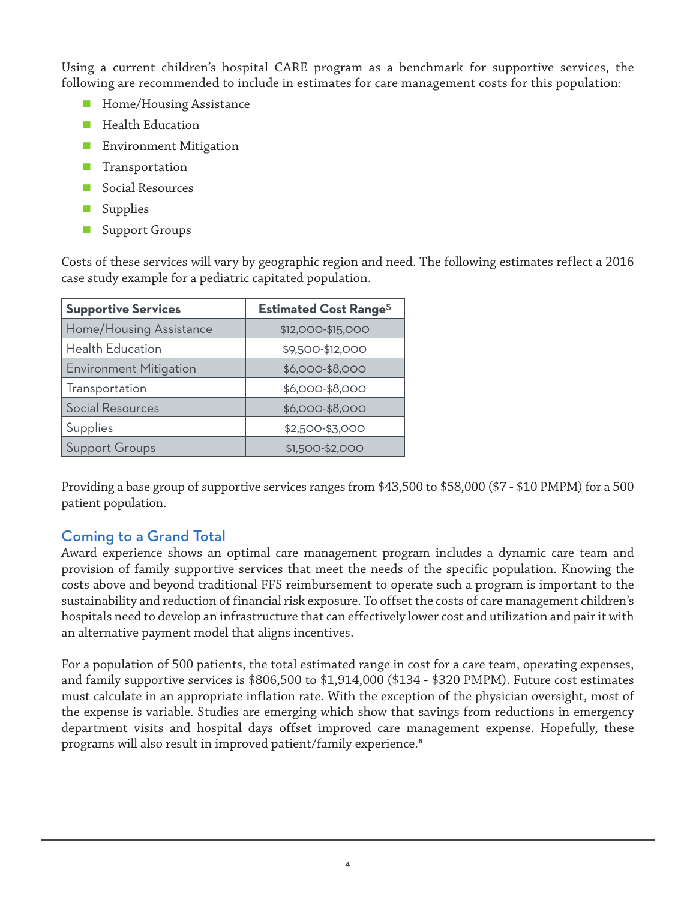Using a current children's hospital CARE program as a benchmark for supportive services, the following are recommended to include in estimates for care management costs for this population:

- Home/Housing Assistance
- Health Education
- Environment Mitigation
- Transportation
- Social Resources
- Supplies
- Support Groups

Costs of these services will vary by geographic region and need. The following estimates reflect a 2016 case study example for a pediatric capitated population.

| Supportive Services | Estimated Cost Range[5] |
|---|---|
| Home/Housing Assistance | $12,000-$15,000 |
| Health Education | $9,500-$12,000 |
| Environment Mitigation | $6,000-$8,000 |
| Transportation | $6,000-$8,000 |
| Social Resources | $6,000-$8,000 |
| Supplies | $2,500-$3,000 |
| Support Groups | $1,500-$2,000 |

Providing a base group of supportive services ranges from $43,500 to $58,000 ($7 - $10 PMPM) for a 500 patient population.

## Coming to a Grand Total

Award experience shows an optimal care management program includes a dynamic care team and provision of family supportive services that meet the needs of the specific population. Knowing the costs above and beyond traditional FFS reimbursement to operate such a program is important to the sustainability and reduction of financial risk exposure. To offset the costs of care management children's hospitals need to develop an infrastructure that can effectively lower cost and utilization and pair it with an alternative payment model that aligns incentives.

For a population of 500 patients, the total estimated range in cost for a care team, operating expenses, and family supportive services is $806,500 to $1,914,000 ($134 - $320 PMPM). Future cost estimates must calculate in an appropriate inflation rate. With the exception of the physician oversight, most of the expense is variable. Studies are emerging which show that savings from reductions in emergency department visits and hospital days offset improved care management expense. Hopefully, these programs will also result in improved patient/family experience.[6]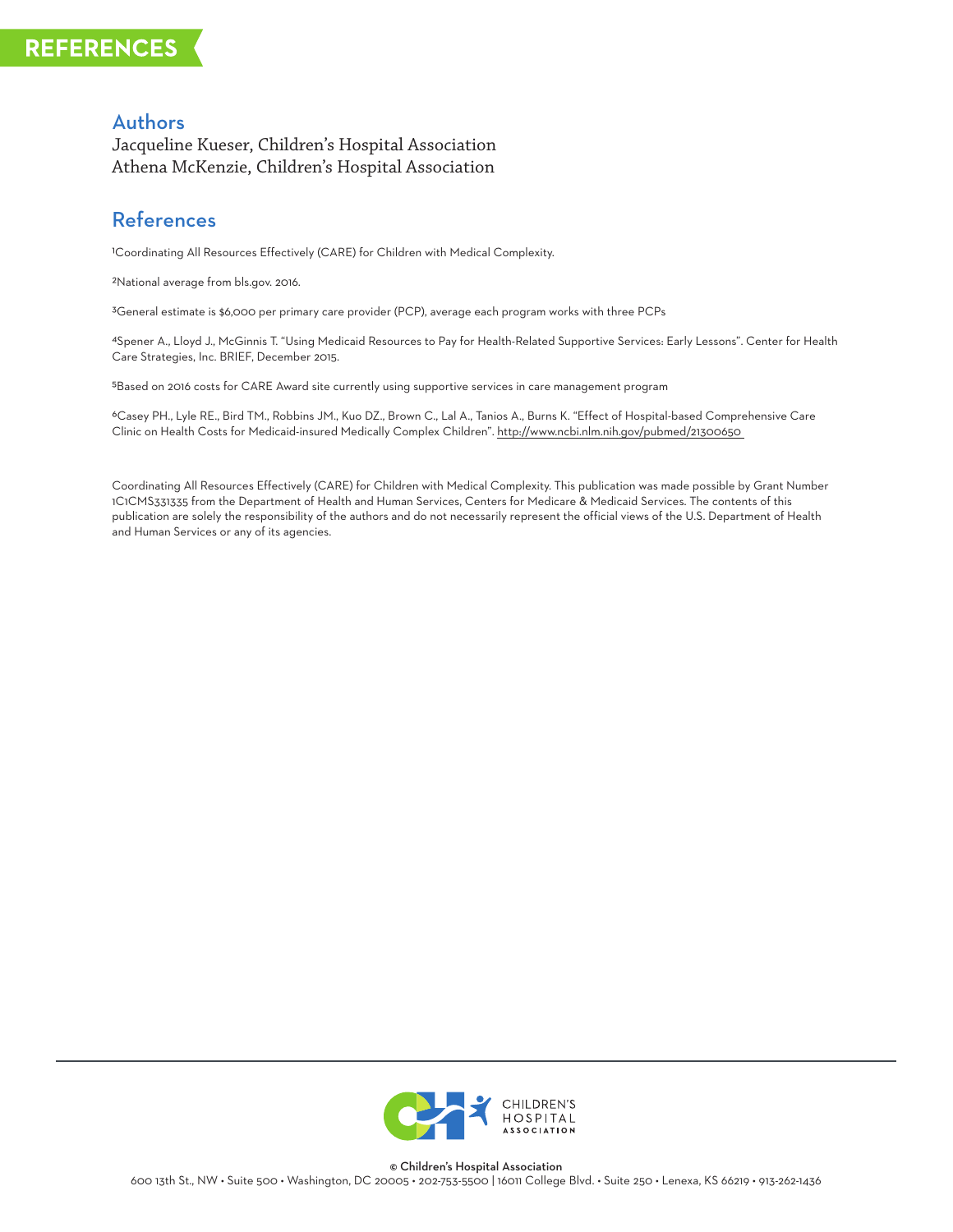# REFERENCES

## Authors

Jacqueline Kueser, Children's Hospital Association
Athena McKenzie, Children's Hospital Association

## References

[1]Coordinating All Resources Effectively (CARE) for Children with Medical Complexity.

[2]National average from bls.gov. 2016.

[3]General estimate is $6,000 per primary care provider (PCP), average each program works with three PCPs

[4]Spener A., Lloyd J., McGinnis T. "Using Medicaid Resources to Pay for Health-Related Supportive Services: Early Lessons". Center for Health Care Strategies, Inc. BRIEF, December 2015.

[5]Based on 2016 costs for CARE Award site currently using supportive services in care management program

[6]Casey PH., Lyle RE., Bird TM., Robbins JM., Kuo DZ., Brown C., Lal A., Tanios A., Burns K. "Effect of Hospital-based Comprehensive Care Clinic on Health Costs for Medicaid-insured Medically Complex Children". http://www.ncbi.nlm.nih.gov/pubmed/21300650

Coordinating All Resources Effectively (CARE) for Children with Medical Complexity. This publication was made possible by Grant Number 1C1CMS331335 from the Department of Health and Human Services, Centers for Medicare & Medicaid Services. The contents of this publication are solely the responsibility of the authors and do not necessarily represent the official views of the U.S. Department of Health and Human Services or any of its agencies.

CHILDREN'S HOSPITAL ASSOCIATION

© Children's Hospital Association
600 13th St., NW • Suite 500 • Washington, DC 20005 • 202-753-5500 | 16011 College Blvd. • Suite 250 • Lenexa, KS 66219 • 913-262-1436